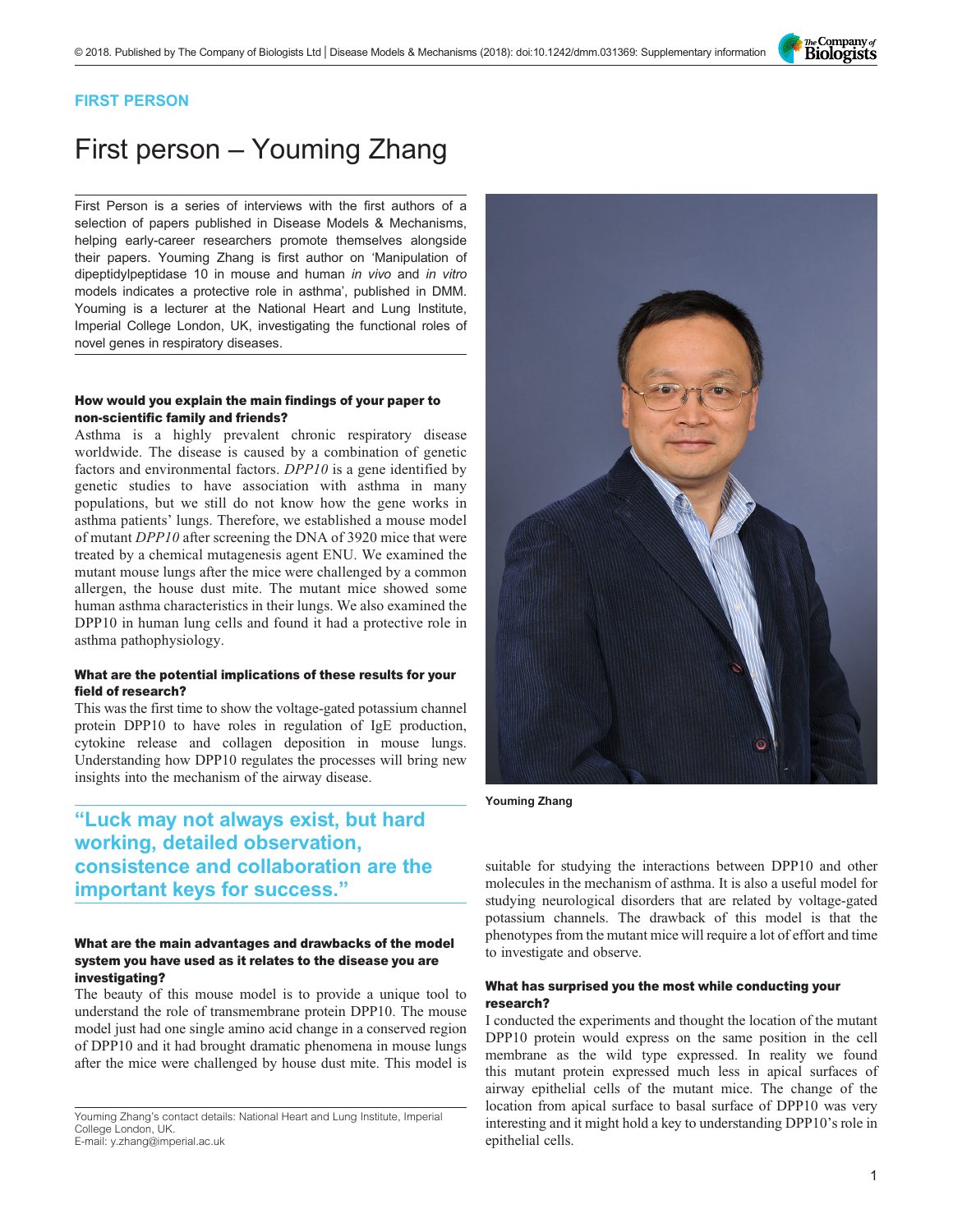FIRST PERSON

# First person – Youming Zhang

First Person is a series of interviews with the first authors of a selection of papers published in Disease Models & Mechanisms, helping early-career researchers promote themselves alongside their papers. Youming Zhang is first author on 'Manipulation of dipeptidylpeptidase 10 in mouse and human *in vivo* and *in vitro* models indicates a protective role in asthma', published in DMM. Youming is a lecturer at the National Heart and Lung Institute, Imperial College London, UK, investigating the functional roles of novel genes in respiratory diseases.

Youming Zhang

### How would you explain the main findings of your paper to non-scientific family and friends?

Asthma is a highly prevalent chronic respiratory disease worldwide. The disease is caused by a combination of genetic factors and environmental factors. *DPP10* is a gene identified by genetic studies to have association with asthma in many populations, but we still do not know how the gene works in asthma patients' lungs. Therefore, we established a mouse model of mutant *DPP10* after screening the DNA of 3920 mice that were treated by a chemical mutagenesis agent ENU. We examined the mutant mouse lungs after the mice were challenged by a common allergen, the house dust mite. The mutant mice showed some human asthma characteristics in their lungs. We also examined the DPP10 in human lung cells and found it had a protective role in asthma pathophysiology.

### What are the potential implications of these results for your field of research?

This was the first time to show the voltage-gated potassium channel protein DPP10 to have roles in regulation of IgE production, cytokine release and collagen deposition in mouse lungs. Understanding how DPP10 regulates the processes will bring new insights into the mechanism of the airway disease.

> "Luck may not always exist, but hard working, detailed observation, consistence and collaboration are the important keys for success."

### What are the main advantages and drawbacks of the model system you have used as it relates to the disease you are investigating?

The beauty of this mouse model is to provide a unique tool to understand the role of transmembrane protein DPP10. The mouse model just had one single amino acid change in a conserved region of DPP10 and it had brought dramatic phenomena in mouse lungs after the mice were challenged by house dust mite. This model is suitable for studying the interactions between DPP10 and other molecules in the mechanism of asthma. It is also a useful model for studying neurological disorders that are related by voltage-gated potassium channels. The drawback of this model is that the phenotypes from the mutant mice will require a lot of effort and time to investigate and observe.

### What has surprised you the most while conducting your research?

I conducted the experiments and thought the location of the mutant DPP10 protein would express on the same position in the cell membrane as the wild type expressed. In reality we found this mutant protein expressed much less in apical surfaces of airway epithelial cells of the mutant mice. The change of the location from apical surface to basal surface of DPP10 was very interesting and it might hold a key to understanding DPP10's role in epithelial cells.

Youming Zhang's contact details: National Heart and Lung Institute, Imperial College London, UK.
E-mail: y.zhang@imperial.ac.uk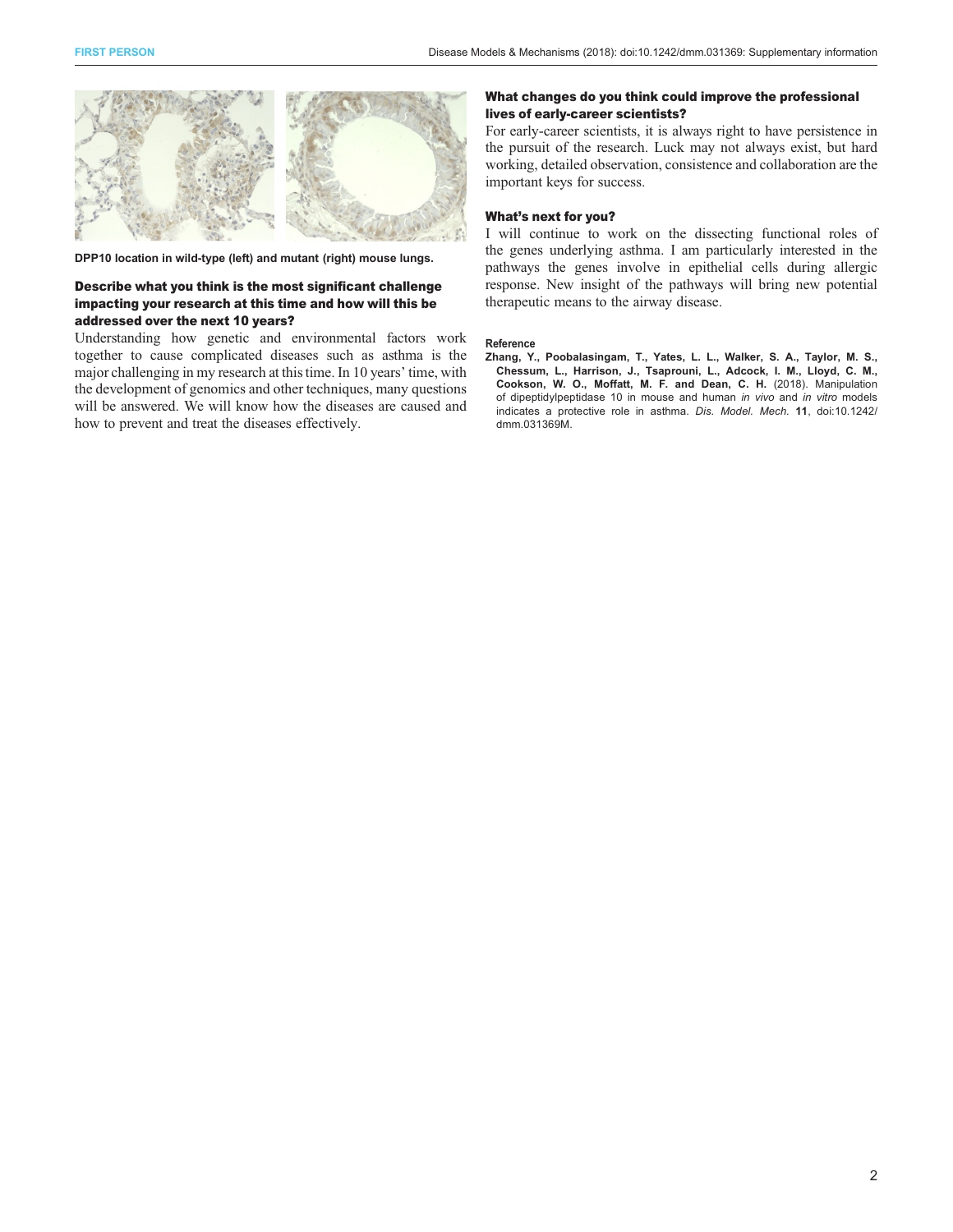DPP10 location in wild-type (left) and mutant (right) mouse lungs.

### Describe what you think is the most significant challenge impacting your research at this time and how will this be addressed over the next 10 years?

Understanding how genetic and environmental factors work together to cause complicated diseases such as asthma is the major challenging in my research at this time. In 10 years' time, with the development of genomics and other techniques, many questions will be answered. We will know how the diseases are caused and how to prevent and treat the diseases effectively.

### What changes do you think could improve the professional lives of early-career scientists?

For early-career scientists, it is always right to have persistence in the pursuit of the research. Luck may not always exist, but hard working, detailed observation, consistence and collaboration are the important keys for success.

### What's next for you?

I will continue to work on the dissecting functional roles of the genes underlying asthma. I am particularly interested in the pathways the genes involve in epithelial cells during allergic response. New insight of the pathways will bring new potential therapeutic means to the airway disease.

#### Reference

**Zhang, Y., Poobalasingam, T., Yates, L. L., Walker, S. A., Taylor, M. S., Chessum, L., Harrison, J., Tsaprouni, L., Adcock, I. M., Lloyd, C. M., Cookson, W. O., Moffatt, M. F. and Dean, C. H.** (2018). Manipulation of dipeptidylpeptidase 10 in mouse and human *in vivo* and *in vitro* models indicates a protective role in asthma. *Dis. Model. Mech.* **11**, doi:10.1242/dmm.031369M.